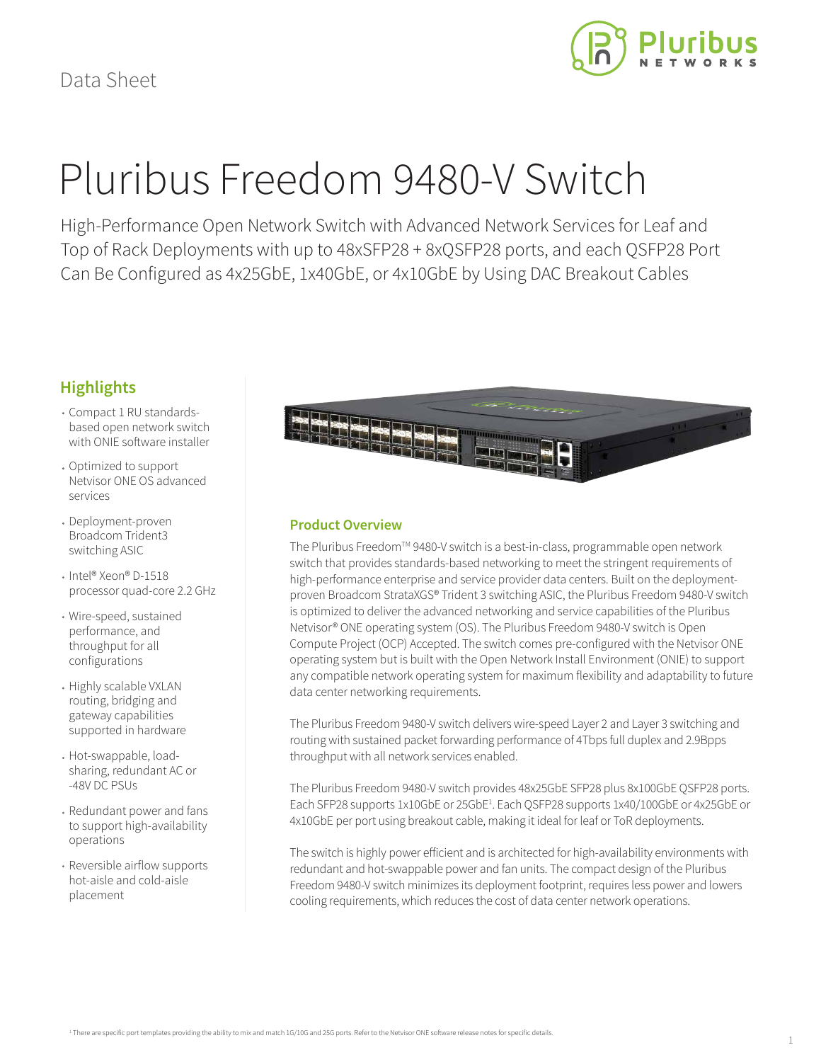Data Sheet

# Pluribus Freedom 9480-V Switch

High-Performance Open Network Switch with Advanced Network Services for Leaf and Top of Rack Deployments with up to 48xSFP28 + 8xQSFP28 ports, and each QSFP28 Port Can Be Configured as 4x25GbE, 1x40GbE, or 4x10GbE by Using DAC Breakout Cables

## Highlights

- Compact 1 RU standards-based open network switch with ONIE software installer
- Optimized to support Netvisor ONE OS advanced services
- Deployment-proven Broadcom Trident3 switching ASIC
- Intel® Xeon® D-1518 processor quad-core 2.2 GHz
- Wire-speed, sustained performance, and throughput for all configurations
- Highly scalable VXLAN routing, bridging and gateway capabilities supported in hardware
- Hot-swappable, load-sharing, redundant AC or -48V DC PSUs
- Redundant power and fans to support high-availability operations
- Reversible airflow supports hot-aisle and cold-aisle placement

## Product Overview

The Pluribus Freedom™ 9480-V switch is a best-in-class, programmable open network switch that provides standards-based networking to meet the stringent requirements of high-performance enterprise and service provider data centers. Built on the deployment-proven Broadcom StrataXGS® Trident 3 switching ASIC, the Pluribus Freedom 9480-V switch is optimized to deliver the advanced networking and service capabilities of the Pluribus Netvisor® ONE operating system (OS). The Pluribus Freedom 9480-V switch is Open Compute Project (OCP) Accepted. The switch comes pre-configured with the Netvisor ONE operating system but is built with the Open Network Install Environment (ONIE) to support any compatible network operating system for maximum flexibility and adaptability to future data center networking requirements.

The Pluribus Freedom 9480-V switch delivers wire-speed Layer 2 and Layer 3 switching and routing with sustained packet forwarding performance of 4Tbps full duplex and 2.9Bpps throughput with all network services enabled.

The Pluribus Freedom 9480-V switch provides 48x25GbE SFP28 plus 8x100GbE QSFP28 ports. Each SFP28 supports 1x10GbE or 25GbE[1]. Each QSFP28 supports 1x40/100GbE or 4x25GbE or 4x10GbE per port using breakout cable, making it ideal for leaf or ToR deployments.

The switch is highly power efficient and is architected for high-availability environments with redundant and hot-swappable power and fan units. The compact design of the Pluribus Freedom 9480-V switch minimizes its deployment footprint, requires less power and lowers cooling requirements, which reduces the cost of data center network operations.

[1] There are specific port templates providing the ability to mix and match 1G/10G and 25G ports. Refer to the Netvisor ONE software release notes for specific details.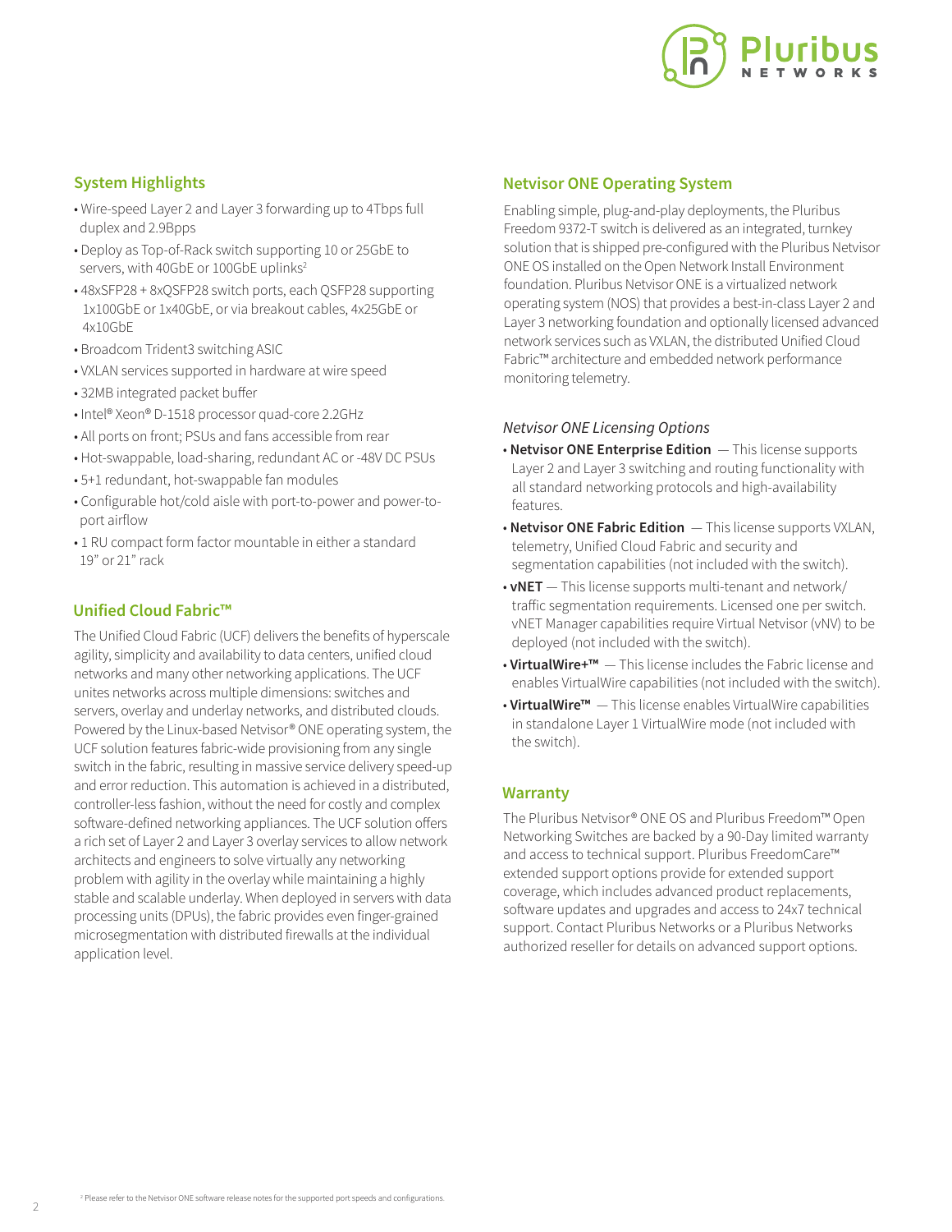## System Highlights

- Wire-speed Layer 2 and Layer 3 forwarding up to 4Tbps full duplex and 2.9Bpps
- Deploy as Top-of-Rack switch supporting 10 or 25GbE to servers, with 40GbE or 100GbE uplinks[2]
- 48xSFP28 + 8xQSFP28 switch ports, each QSFP28 supporting 1x100GbE or 1x40GbE, or via breakout cables, 4x25GbE or 4x10GbE
- Broadcom Trident3 switching ASIC
- VXLAN services supported in hardware at wire speed
- 32MB integrated packet buffer
- Intel® Xeon® D-1518 processor quad-core 2.2GHz
- All ports on front; PSUs and fans accessible from rear
- Hot-swappable, load-sharing, redundant AC or -48V DC PSUs
- 5+1 redundant, hot-swappable fan modules
- Configurable hot/cold aisle with port-to-power and power-to-port airflow
- 1 RU compact form factor mountable in either a standard 19" or 21" rack

## Unified Cloud Fabric™

The Unified Cloud Fabric (UCF) delivers the benefits of hyperscale agility, simplicity and availability to data centers, unified cloud networks and many other networking applications. The UCF unites networks across multiple dimensions: switches and servers, overlay and underlay networks, and distributed clouds. Powered by the Linux-based Netvisor® ONE operating system, the UCF solution features fabric-wide provisioning from any single switch in the fabric, resulting in massive service delivery speed-up and error reduction. This automation is achieved in a distributed, controller-less fashion, without the need for costly and complex software-defined networking appliances. The UCF solution offers a rich set of Layer 2 and Layer 3 overlay services to allow network architects and engineers to solve virtually any networking problem with agility in the overlay while maintaining a highly stable and scalable underlay. When deployed in servers with data processing units (DPUs), the fabric provides even finger-grained microsegmentation with distributed firewalls at the individual application level.

## Netvisor ONE Operating System

Enabling simple, plug-and-play deployments, the Pluribus Freedom 9372-T switch is delivered as an integrated, turnkey solution that is shipped pre-configured with the Pluribus Netvisor ONE OS installed on the Open Network Install Environment foundation. Pluribus Netvisor ONE is a virtualized network operating system (NOS) that provides a best-in-class Layer 2 and Layer 3 networking foundation and optionally licensed advanced network services such as VXLAN, the distributed Unified Cloud Fabric™ architecture and embedded network performance monitoring telemetry.

*Netvisor ONE Licensing Options*

- **Netvisor ONE Enterprise Edition** — This license supports Layer 2 and Layer 3 switching and routing functionality with all standard networking protocols and high-availability features.
- **Netvisor ONE Fabric Edition** — This license supports VXLAN, telemetry, Unified Cloud Fabric and security and segmentation capabilities (not included with the switch).
- **vNET** — This license supports multi-tenant and network/traffic segmentation requirements. Licensed one per switch. vNET Manager capabilities require Virtual Netvisor (vNV) to be deployed (not included with the switch).
- **VirtualWire+™** — This license includes the Fabric license and enables VirtualWire capabilities (not included with the switch).
- **VirtualWire™** — This license enables VirtualWire capabilities in standalone Layer 1 VirtualWire mode (not included with the switch).

## Warranty

The Pluribus Netvisor® ONE OS and Pluribus Freedom™ Open Networking Switches are backed by a 90-Day limited warranty and access to technical support. Pluribus FreedomCare™ extended support options provide for extended support coverage, which includes advanced product replacements, software updates and upgrades and access to 24x7 technical support. Contact Pluribus Networks or a Pluribus Networks authorized reseller for details on advanced support options.

[2] Please refer to the Netvisor ONE software release notes for the supported port speeds and configurations.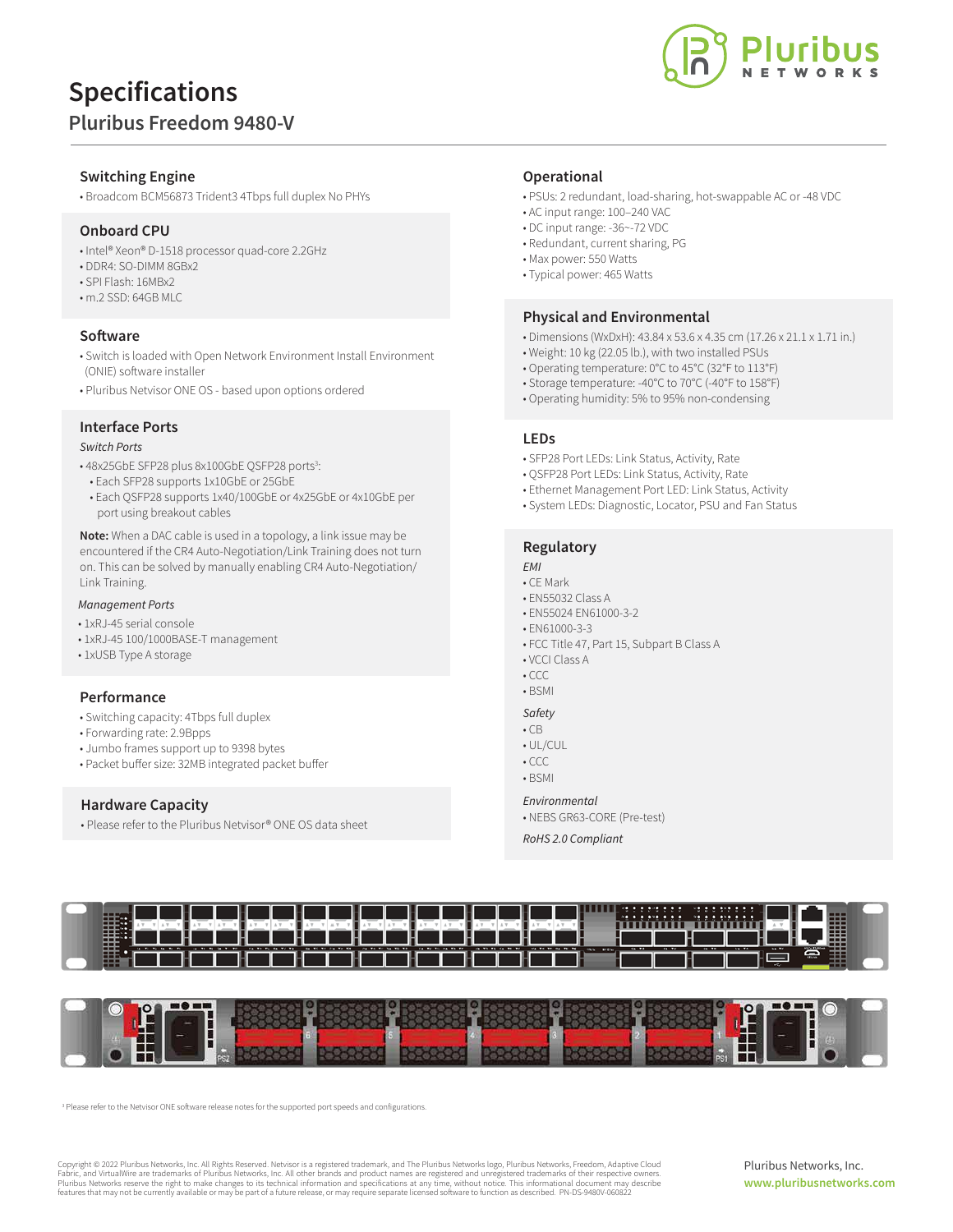# Specifications

## Pluribus Freedom 9480-V

### Switching Engine

- Broadcom BCM56873 Trident3 4Tbps full duplex No PHYs

### Onboard CPU

- Intel® Xeon® D-1518 processor quad-core 2.2GHz
- DDR4: SO-DIMM 8GBx2
- SPI Flash: 16MBx2
- m.2 SSD: 64GB MLC

### Software

- Switch is loaded with Open Network Environment Install Environment (ONIE) software installer
- Pluribus Netvisor ONE OS - based upon options ordered

### Interface Ports

*Switch Ports*

- 48x25GbE SFP28 plus 8x100GbE QSFP28 ports[3]:
  - Each SFP28 supports 1x10GbE or 25GbE
  - Each QSFP28 supports 1x40/100GbE or 4x25GbE or 4x10GbE per port using breakout cables

**Note:** When a DAC cable is used in a topology, a link issue may be encountered if the CR4 Auto-Negotiation/Link Training does not turn on. This can be solved by manually enabling CR4 Auto-Negotiation/ Link Training.

*Management Ports*

- 1xRJ-45 serial console
- 1xRJ-45 100/1000BASE-T management
- 1xUSB Type A storage

### Performance

- Switching capacity: 4Tbps full duplex
- Forwarding rate: 2.9Bpps
- Jumbo frames support up to 9398 bytes
- Packet buffer size: 32MB integrated packet buffer

### Hardware Capacity

- Please refer to the Pluribus Netvisor® ONE OS data sheet

### Operational

- PSUs: 2 redundant, load-sharing, hot-swappable AC or -48 VDC
- AC input range: 100–240 VAC
- DC input range: -36~-72 VDC
- Redundant, current sharing, PG
- Max power: 550 Watts
- Typical power: 465 Watts

### Physical and Environmental

- Dimensions (WxDxH): 43.84 x 53.6 x 4.35 cm (17.26 x 21.1 x 1.71 in.)
- Weight: 10 kg (22.05 lb.), with two installed PSUs
- Operating temperature: 0°C to 45°C (32°F to 113°F)
- Storage temperature: -40°C to 70°C (-40°F to 158°F)
- Operating humidity: 5% to 95% non-condensing

### LEDs

- SFP28 Port LEDs: Link Status, Activity, Rate
- QSFP28 Port LEDs: Link Status, Activity, Rate
- Ethernet Management Port LED: Link Status, Activity
- System LEDs: Diagnostic, Locator, PSU and Fan Status

### Regulatory

*EMI*

- CE Mark
- EN55032 Class A
- EN55024 EN61000-3-2
- EN61000-3-3
- FCC Title 47, Part 15, Subpart B Class A
- VCCI Class A
- CCC
- BSMI

*Safety*

- CB
- UL/CUL
- CCC
- BSMI

*Environmental*

- NEBS GR63-CORE (Pre-test)

*RoHS 2.0 Compliant*

[3] Please refer to the Netvisor ONE software release notes for the supported port speeds and configurations.

Copyright © 2022 Pluribus Networks, Inc. All Rights Reserved. Netvisor is a registered trademark, and The Pluribus Networks logo, Pluribus Networks, Freedom, Adaptive Cloud Fabric, and VirtualWire are trademarks of Pluribus Networks, Inc. All other brands and product names are registered and unregistered trademarks of their respective owners. Pluribus Networks reserve the right to make changes to its technical information and specifications at any time, without notice. This informational document may describe features that may not be currently available or may be part of a future release, or may require separate licensed software to function as described. PN-DS-9480V-060822

Pluribus Networks, Inc.
www.pluribusnetworks.com